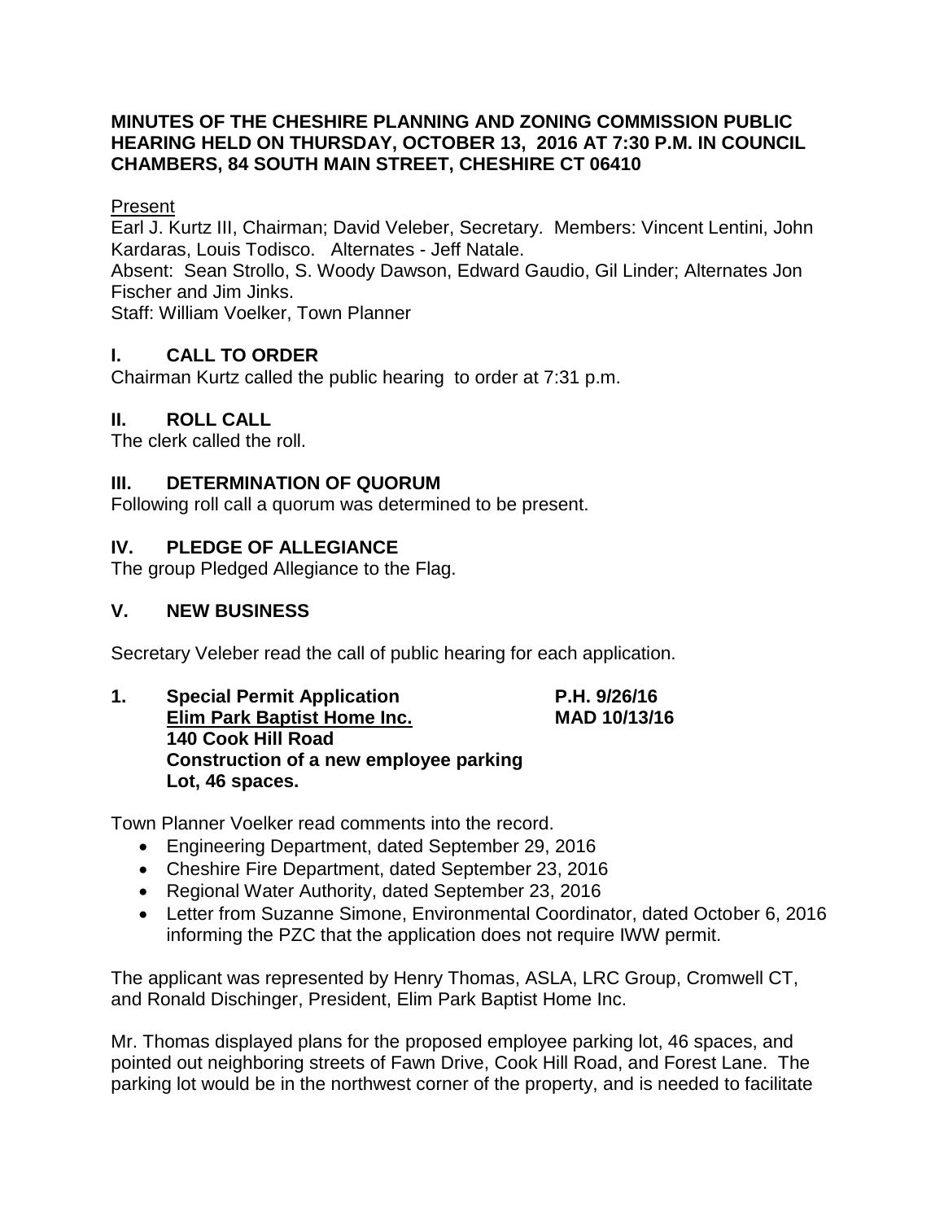**MINUTES OF THE CHESHIRE PLANNING AND ZONING COMMISSION PUBLIC HEARING HELD ON THURSDAY, OCTOBER 13, 2016 AT 7:30 P.M. IN COUNCIL CHAMBERS, 84 SOUTH MAIN STREET, CHESHIRE CT 06410**

Present

Earl J. Kurtz III, Chairman; David Veleber, Secretary. Members: Vincent Lentini, John Kardaras, Louis Todisco. Alternates - Jeff Natale.

Absent: Sean Strollo, S. Woody Dawson, Edward Gaudio, Gil Linder; Alternates Jon Fischer and Jim Jinks.

Staff: William Voelker, Town Planner

## I. CALL TO ORDER

Chairman Kurtz called the public hearing to order at 7:31 p.m.

## II. ROLL CALL

The clerk called the roll.

## III. DETERMINATION OF QUORUM

Following roll call a quorum was determined to be present.

## IV. PLEDGE OF ALLEGIANCE

The group Pledged Allegiance to the Flag.

## V. NEW BUSINESS

Secretary Veleber read the call of public hearing for each application.

**1. Special Permit Application** **P.H. 9/26/16**
**Elim Park Baptist Home Inc.** **MAD 10/13/16**
**140 Cook Hill Road**
**Construction of a new employee parking Lot, 46 spaces.**

Town Planner Voelker read comments into the record.

- Engineering Department, dated September 29, 2016
- Cheshire Fire Department, dated September 23, 2016
- Regional Water Authority, dated September 23, 2016
- Letter from Suzanne Simone, Environmental Coordinator, dated October 6, 2016 informing the PZC that the application does not require IWW permit.

The applicant was represented by Henry Thomas, ASLA, LRC Group, Cromwell CT, and Ronald Dischinger, President, Elim Park Baptist Home Inc.

Mr. Thomas displayed plans for the proposed employee parking lot, 46 spaces, and pointed out neighboring streets of Fawn Drive, Cook Hill Road, and Forest Lane. The parking lot would be in the northwest corner of the property, and is needed to facilitate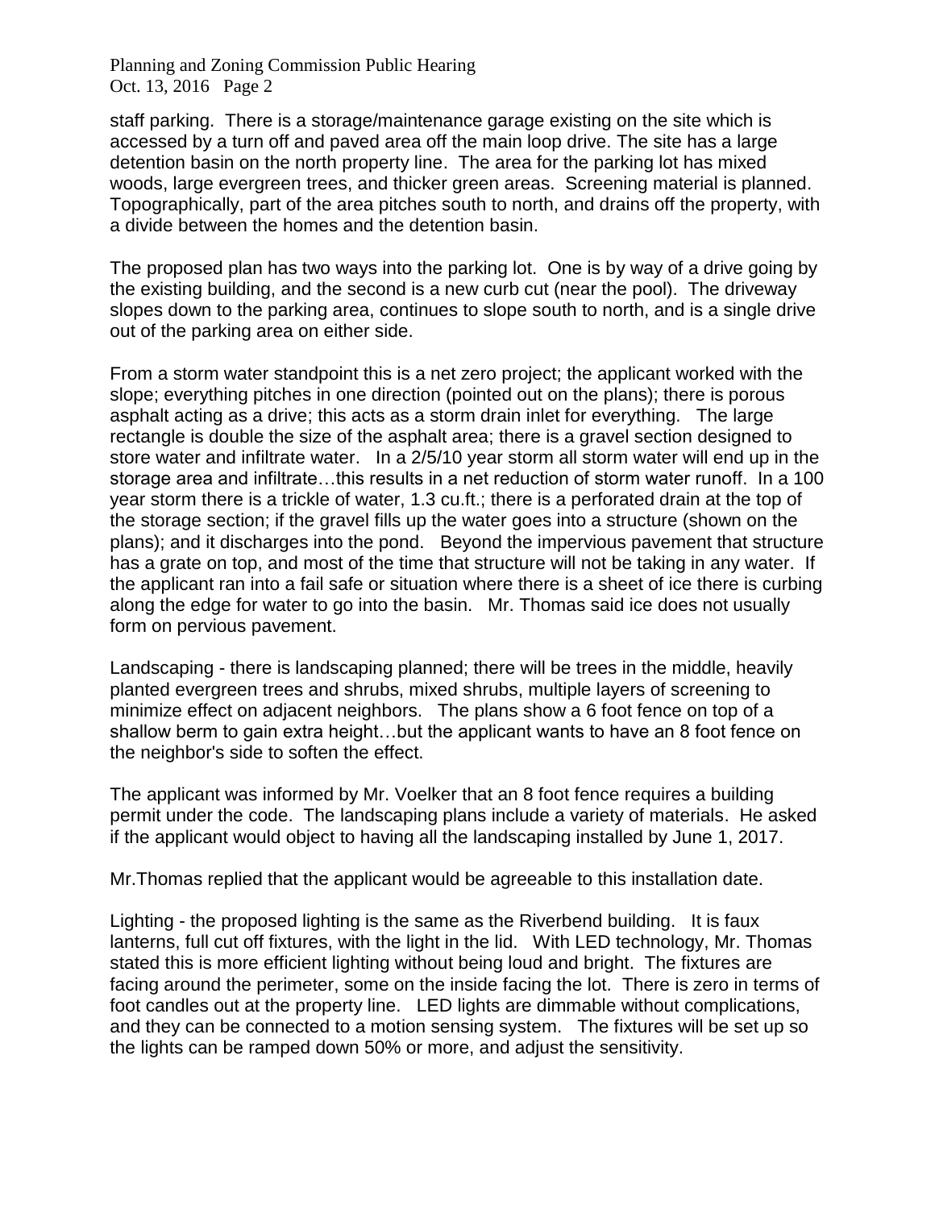staff parking. There is a storage/maintenance garage existing on the site which is accessed by a turn off and paved area off the main loop drive. The site has a large detention basin on the north property line. The area for the parking lot has mixed woods, large evergreen trees, and thicker green areas. Screening material is planned. Topographically, part of the area pitches south to north, and drains off the property, with a divide between the homes and the detention basin.

The proposed plan has two ways into the parking lot. One is by way of a drive going by the existing building, and the second is a new curb cut (near the pool). The driveway slopes down to the parking area, continues to slope south to north, and is a single drive out of the parking area on either side.

From a storm water standpoint this is a net zero project; the applicant worked with the slope; everything pitches in one direction (pointed out on the plans); there is porous asphalt acting as a drive; this acts as a storm drain inlet for everything. The large rectangle is double the size of the asphalt area; there is a gravel section designed to store water and infiltrate water. In a 2/5/10 year storm all storm water will end up in the storage area and infiltrate…this results in a net reduction of storm water runoff. In a 100 year storm there is a trickle of water, 1.3 cu.ft.; there is a perforated drain at the top of the storage section; if the gravel fills up the water goes into a structure (shown on the plans); and it discharges into the pond. Beyond the impervious pavement that structure has a grate on top, and most of the time that structure will not be taking in any water. If the applicant ran into a fail safe or situation where there is a sheet of ice there is curbing along the edge for water to go into the basin. Mr. Thomas said ice does not usually form on pervious pavement.

Landscaping - there is landscaping planned; there will be trees in the middle, heavily planted evergreen trees and shrubs, mixed shrubs, multiple layers of screening to minimize effect on adjacent neighbors. The plans show a 6 foot fence on top of a shallow berm to gain extra height…but the applicant wants to have an 8 foot fence on the neighbor's side to soften the effect.

The applicant was informed by Mr. Voelker that an 8 foot fence requires a building permit under the code. The landscaping plans include a variety of materials. He asked if the applicant would object to having all the landscaping installed by June 1, 2017.

Mr.Thomas replied that the applicant would be agreeable to this installation date.

Lighting - the proposed lighting is the same as the Riverbend building. It is faux lanterns, full cut off fixtures, with the light in the lid. With LED technology, Mr. Thomas stated this is more efficient lighting without being loud and bright. The fixtures are facing around the perimeter, some on the inside facing the lot. There is zero in terms of foot candles out at the property line. LED lights are dimmable without complications, and they can be connected to a motion sensing system. The fixtures will be set up so the lights can be ramped down 50% or more, and adjust the sensitivity.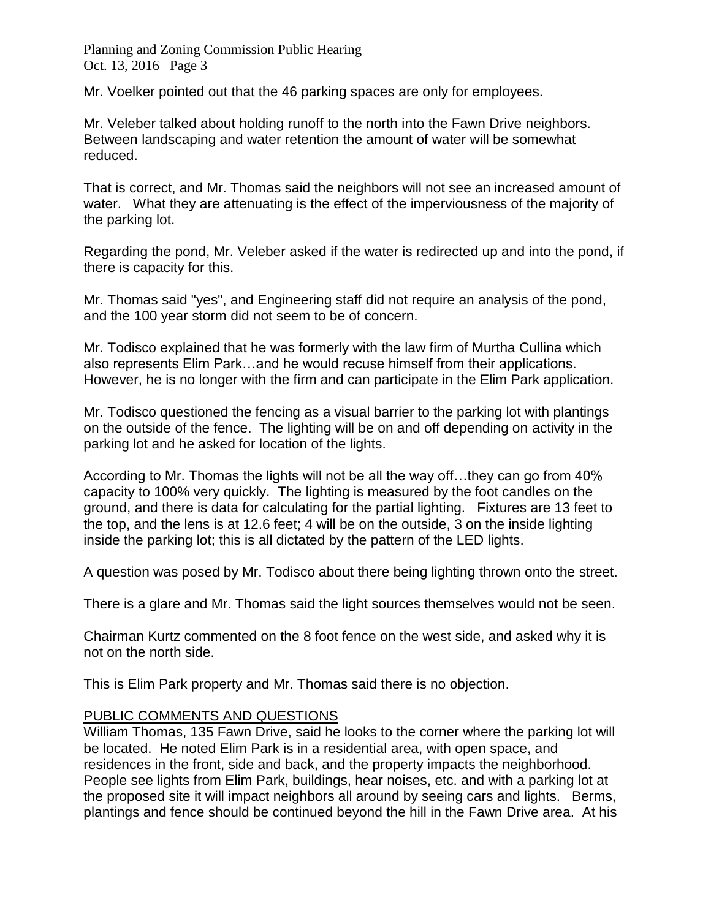Mr. Voelker pointed out that the 46 parking spaces are only for employees.

Mr. Veleber talked about holding runoff to the north into the Fawn Drive neighbors. Between landscaping and water retention the amount of water will be somewhat reduced.

That is correct, and Mr. Thomas said the neighbors will not see an increased amount of water. What they are attenuating is the effect of the imperviousness of the majority of the parking lot.

Regarding the pond, Mr. Veleber asked if the water is redirected up and into the pond, if there is capacity for this.

Mr. Thomas said "yes", and Engineering staff did not require an analysis of the pond, and the 100 year storm did not seem to be of concern.

Mr. Todisco explained that he was formerly with the law firm of Murtha Cullina which also represents Elim Park…and he would recuse himself from their applications. However, he is no longer with the firm and can participate in the Elim Park application.

Mr. Todisco questioned the fencing as a visual barrier to the parking lot with plantings on the outside of the fence. The lighting will be on and off depending on activity in the parking lot and he asked for location of the lights.

According to Mr. Thomas the lights will not be all the way off…they can go from 40% capacity to 100% very quickly. The lighting is measured by the foot candles on the ground, and there is data for calculating for the partial lighting. Fixtures are 13 feet to the top, and the lens is at 12.6 feet; 4 will be on the outside, 3 on the inside lighting inside the parking lot; this is all dictated by the pattern of the LED lights.

A question was posed by Mr. Todisco about there being lighting thrown onto the street.

There is a glare and Mr. Thomas said the light sources themselves would not be seen.

Chairman Kurtz commented on the 8 foot fence on the west side, and asked why it is not on the north side.

This is Elim Park property and Mr. Thomas said there is no objection.

PUBLIC COMMENTS AND QUESTIONS

William Thomas, 135 Fawn Drive, said he looks to the corner where the parking lot will be located. He noted Elim Park is in a residential area, with open space, and residences in the front, side and back, and the property impacts the neighborhood. People see lights from Elim Park, buildings, hear noises, etc. and with a parking lot at the proposed site it will impact neighbors all around by seeing cars and lights. Berms, plantings and fence should be continued beyond the hill in the Fawn Drive area. At his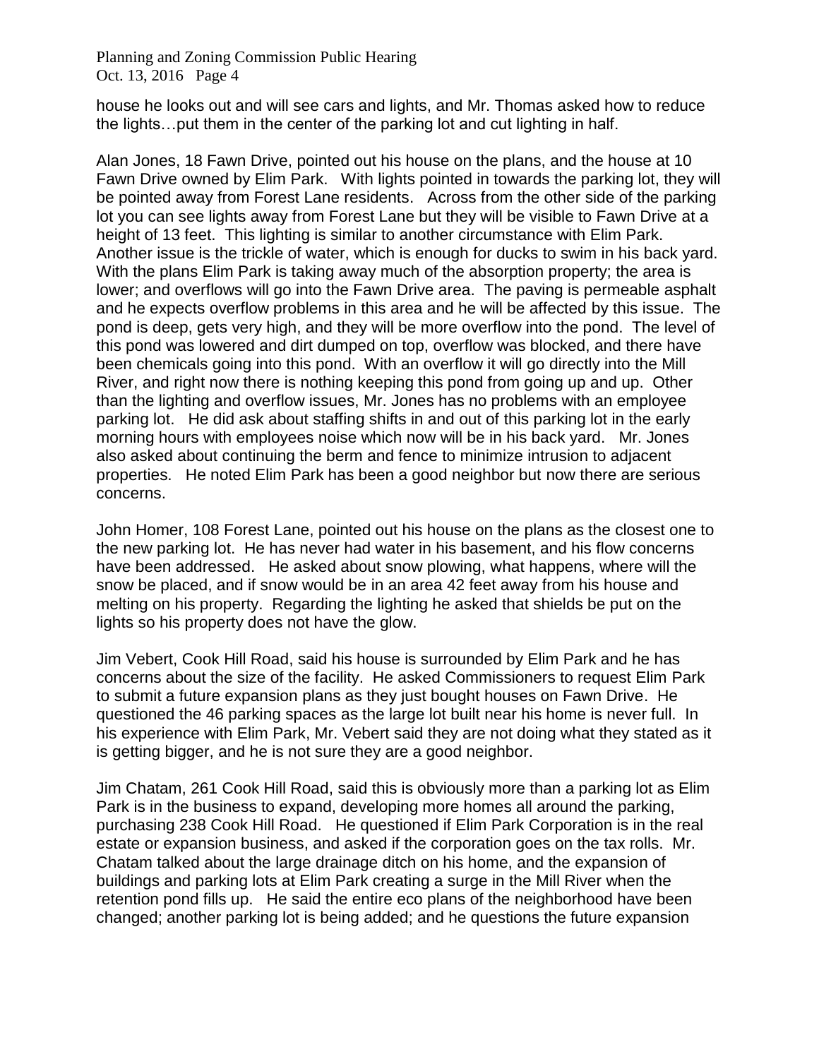house he looks out and will see cars and lights, and Mr. Thomas asked how to reduce the lights…put them in the center of the parking lot and cut lighting in half.

Alan Jones, 18 Fawn Drive, pointed out his house on the plans, and the house at 10 Fawn Drive owned by Elim Park. With lights pointed in towards the parking lot, they will be pointed away from Forest Lane residents. Across from the other side of the parking lot you can see lights away from Forest Lane but they will be visible to Fawn Drive at a height of 13 feet. This lighting is similar to another circumstance with Elim Park. Another issue is the trickle of water, which is enough for ducks to swim in his back yard. With the plans Elim Park is taking away much of the absorption property; the area is lower; and overflows will go into the Fawn Drive area. The paving is permeable asphalt and he expects overflow problems in this area and he will be affected by this issue. The pond is deep, gets very high, and they will be more overflow into the pond. The level of this pond was lowered and dirt dumped on top, overflow was blocked, and there have been chemicals going into this pond. With an overflow it will go directly into the Mill River, and right now there is nothing keeping this pond from going up and up. Other than the lighting and overflow issues, Mr. Jones has no problems with an employee parking lot. He did ask about staffing shifts in and out of this parking lot in the early morning hours with employees noise which now will be in his back yard. Mr. Jones also asked about continuing the berm and fence to minimize intrusion to adjacent properties. He noted Elim Park has been a good neighbor but now there are serious concerns.

John Homer, 108 Forest Lane, pointed out his house on the plans as the closest one to the new parking lot. He has never had water in his basement, and his flow concerns have been addressed. He asked about snow plowing, what happens, where will the snow be placed, and if snow would be in an area 42 feet away from his house and melting on his property. Regarding the lighting he asked that shields be put on the lights so his property does not have the glow.

Jim Vebert, Cook Hill Road, said his house is surrounded by Elim Park and he has concerns about the size of the facility. He asked Commissioners to request Elim Park to submit a future expansion plans as they just bought houses on Fawn Drive. He questioned the 46 parking spaces as the large lot built near his home is never full. In his experience with Elim Park, Mr. Vebert said they are not doing what they stated as it is getting bigger, and he is not sure they are a good neighbor.

Jim Chatam, 261 Cook Hill Road, said this is obviously more than a parking lot as Elim Park is in the business to expand, developing more homes all around the parking, purchasing 238 Cook Hill Road. He questioned if Elim Park Corporation is in the real estate or expansion business, and asked if the corporation goes on the tax rolls. Mr. Chatam talked about the large drainage ditch on his home, and the expansion of buildings and parking lots at Elim Park creating a surge in the Mill River when the retention pond fills up. He said the entire eco plans of the neighborhood have been changed; another parking lot is being added; and he questions the future expansion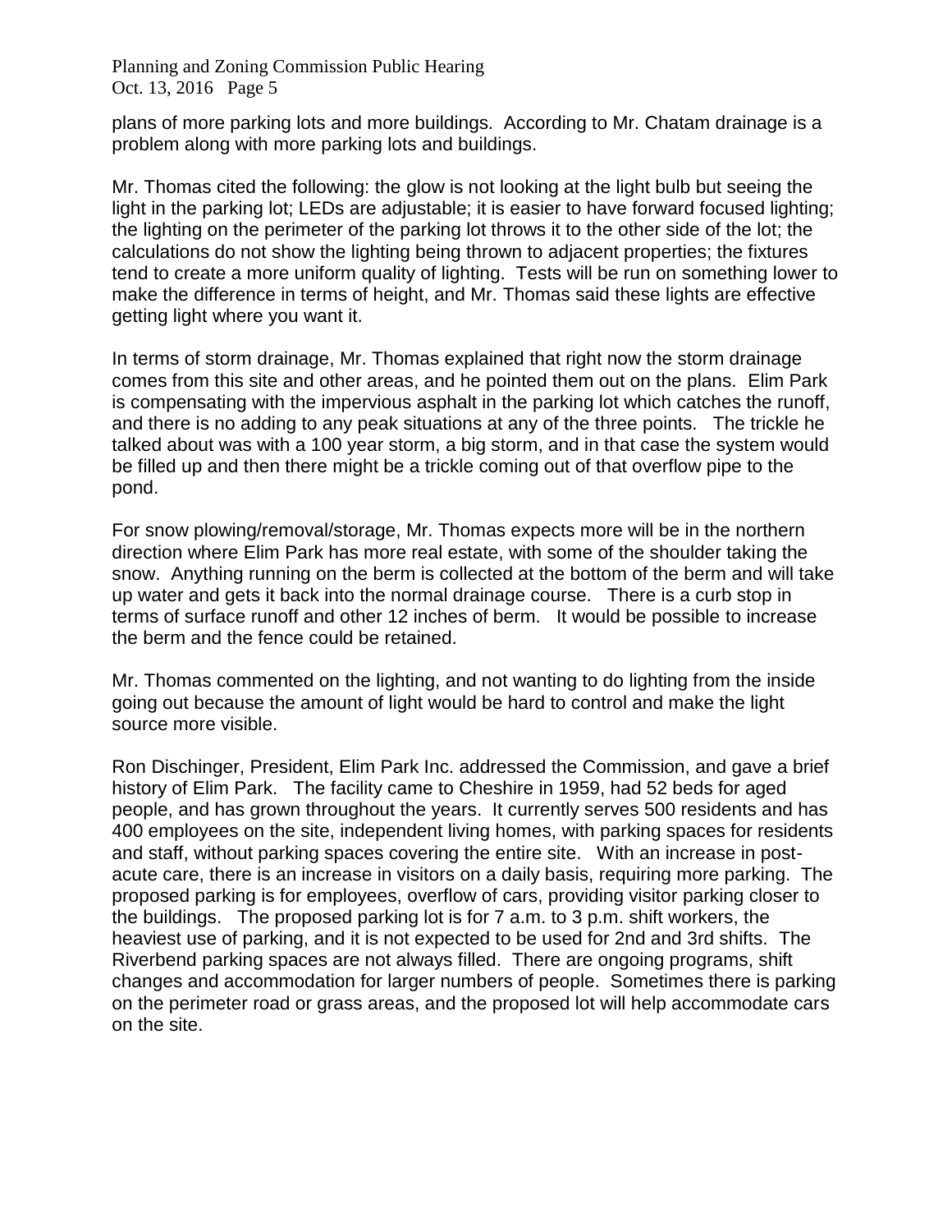plans of more parking lots and more buildings. According to Mr. Chatam drainage is a problem along with more parking lots and buildings.

Mr. Thomas cited the following: the glow is not looking at the light bulb but seeing the light in the parking lot; LEDs are adjustable; it is easier to have forward focused lighting; the lighting on the perimeter of the parking lot throws it to the other side of the lot; the calculations do not show the lighting being thrown to adjacent properties; the fixtures tend to create a more uniform quality of lighting. Tests will be run on something lower to make the difference in terms of height, and Mr. Thomas said these lights are effective getting light where you want it.

In terms of storm drainage, Mr. Thomas explained that right now the storm drainage comes from this site and other areas, and he pointed them out on the plans. Elim Park is compensating with the impervious asphalt in the parking lot which catches the runoff, and there is no adding to any peak situations at any of the three points. The trickle he talked about was with a 100 year storm, a big storm, and in that case the system would be filled up and then there might be a trickle coming out of that overflow pipe to the pond.

For snow plowing/removal/storage, Mr. Thomas expects more will be in the northern direction where Elim Park has more real estate, with some of the shoulder taking the snow. Anything running on the berm is collected at the bottom of the berm and will take up water and gets it back into the normal drainage course. There is a curb stop in terms of surface runoff and other 12 inches of berm. It would be possible to increase the berm and the fence could be retained.

Mr. Thomas commented on the lighting, and not wanting to do lighting from the inside going out because the amount of light would be hard to control and make the light source more visible.

Ron Dischinger, President, Elim Park Inc. addressed the Commission, and gave a brief history of Elim Park. The facility came to Cheshire in 1959, had 52 beds for aged people, and has grown throughout the years. It currently serves 500 residents and has 400 employees on the site, independent living homes, with parking spaces for residents and staff, without parking spaces covering the entire site. With an increase in post-acute care, there is an increase in visitors on a daily basis, requiring more parking. The proposed parking is for employees, overflow of cars, providing visitor parking closer to the buildings. The proposed parking lot is for 7 a.m. to 3 p.m. shift workers, the heaviest use of parking, and it is not expected to be used for 2nd and 3rd shifts. The Riverbend parking spaces are not always filled. There are ongoing programs, shift changes and accommodation for larger numbers of people. Sometimes there is parking on the perimeter road or grass areas, and the proposed lot will help accommodate cars on the site.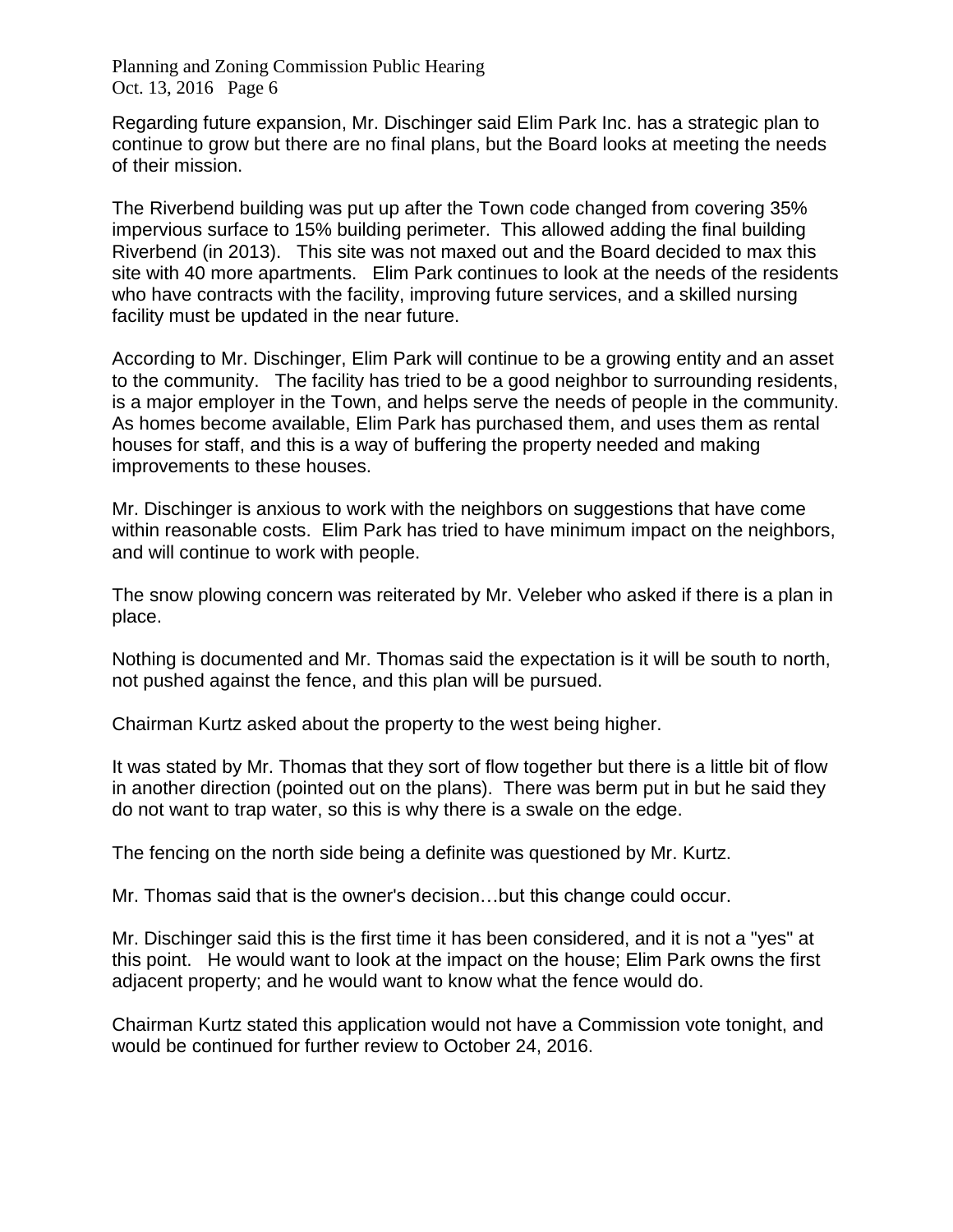Regarding future expansion, Mr. Dischinger said Elim Park Inc. has a strategic plan to continue to grow but there are no final plans, but the Board looks at meeting the needs of their mission.

The Riverbend building was put up after the Town code changed from covering 35% impervious surface to 15% building perimeter. This allowed adding the final building Riverbend (in 2013). This site was not maxed out and the Board decided to max this site with 40 more apartments. Elim Park continues to look at the needs of the residents who have contracts with the facility, improving future services, and a skilled nursing facility must be updated in the near future.

According to Mr. Dischinger, Elim Park will continue to be a growing entity and an asset to the community. The facility has tried to be a good neighbor to surrounding residents, is a major employer in the Town, and helps serve the needs of people in the community. As homes become available, Elim Park has purchased them, and uses them as rental houses for staff, and this is a way of buffering the property needed and making improvements to these houses.

Mr. Dischinger is anxious to work with the neighbors on suggestions that have come within reasonable costs. Elim Park has tried to have minimum impact on the neighbors, and will continue to work with people.

The snow plowing concern was reiterated by Mr. Veleber who asked if there is a plan in place.

Nothing is documented and Mr. Thomas said the expectation is it will be south to north, not pushed against the fence, and this plan will be pursued.

Chairman Kurtz asked about the property to the west being higher.

It was stated by Mr. Thomas that they sort of flow together but there is a little bit of flow in another direction (pointed out on the plans). There was berm put in but he said they do not want to trap water, so this is why there is a swale on the edge.

The fencing on the north side being a definite was questioned by Mr. Kurtz.

Mr. Thomas said that is the owner's decision…but this change could occur.

Mr. Dischinger said this is the first time it has been considered, and it is not a "yes" at this point. He would want to look at the impact on the house; Elim Park owns the first adjacent property; and he would want to know what the fence would do.

Chairman Kurtz stated this application would not have a Commission vote tonight, and would be continued for further review to October 24, 2016.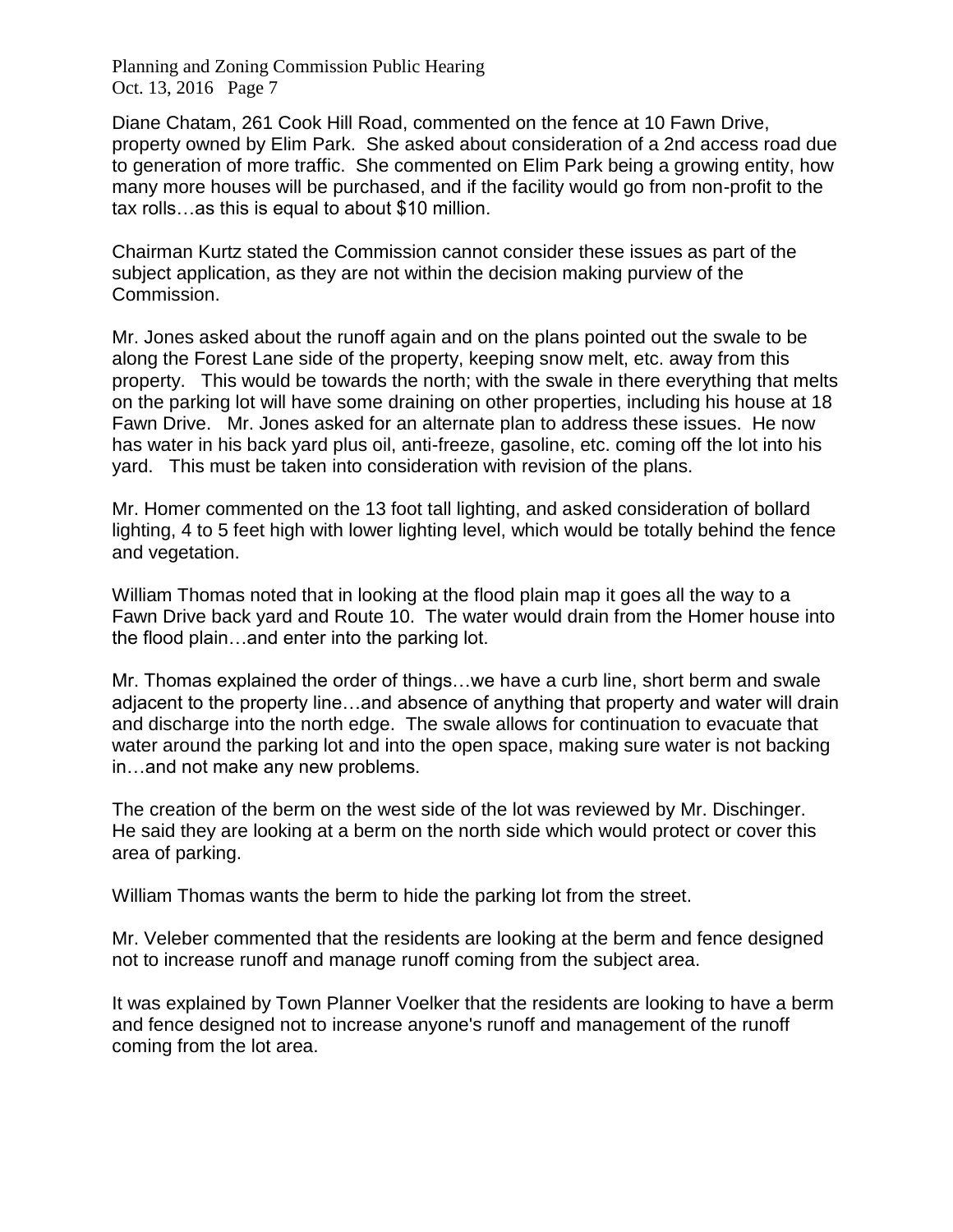Diane Chatam, 261 Cook Hill Road, commented on the fence at 10 Fawn Drive, property owned by Elim Park. She asked about consideration of a 2nd access road due to generation of more traffic. She commented on Elim Park being a growing entity, how many more houses will be purchased, and if the facility would go from non-profit to the tax rolls…as this is equal to about $10 million.

Chairman Kurtz stated the Commission cannot consider these issues as part of the subject application, as they are not within the decision making purview of the Commission.

Mr. Jones asked about the runoff again and on the plans pointed out the swale to be along the Forest Lane side of the property, keeping snow melt, etc. away from this property. This would be towards the north; with the swale in there everything that melts on the parking lot will have some draining on other properties, including his house at 18 Fawn Drive. Mr. Jones asked for an alternate plan to address these issues. He now has water in his back yard plus oil, anti-freeze, gasoline, etc. coming off the lot into his yard. This must be taken into consideration with revision of the plans.

Mr. Homer commented on the 13 foot tall lighting, and asked consideration of bollard lighting, 4 to 5 feet high with lower lighting level, which would be totally behind the fence and vegetation.

William Thomas noted that in looking at the flood plain map it goes all the way to a Fawn Drive back yard and Route 10. The water would drain from the Homer house into the flood plain…and enter into the parking lot.

Mr. Thomas explained the order of things…we have a curb line, short berm and swale adjacent to the property line…and absence of anything that property and water will drain and discharge into the north edge. The swale allows for continuation to evacuate that water around the parking lot and into the open space, making sure water is not backing in…and not make any new problems.

The creation of the berm on the west side of the lot was reviewed by Mr. Dischinger. He said they are looking at a berm on the north side which would protect or cover this area of parking.

William Thomas wants the berm to hide the parking lot from the street.

Mr. Veleber commented that the residents are looking at the berm and fence designed not to increase runoff and manage runoff coming from the subject area.

It was explained by Town Planner Voelker that the residents are looking to have a berm and fence designed not to increase anyone's runoff and management of the runoff coming from the lot area.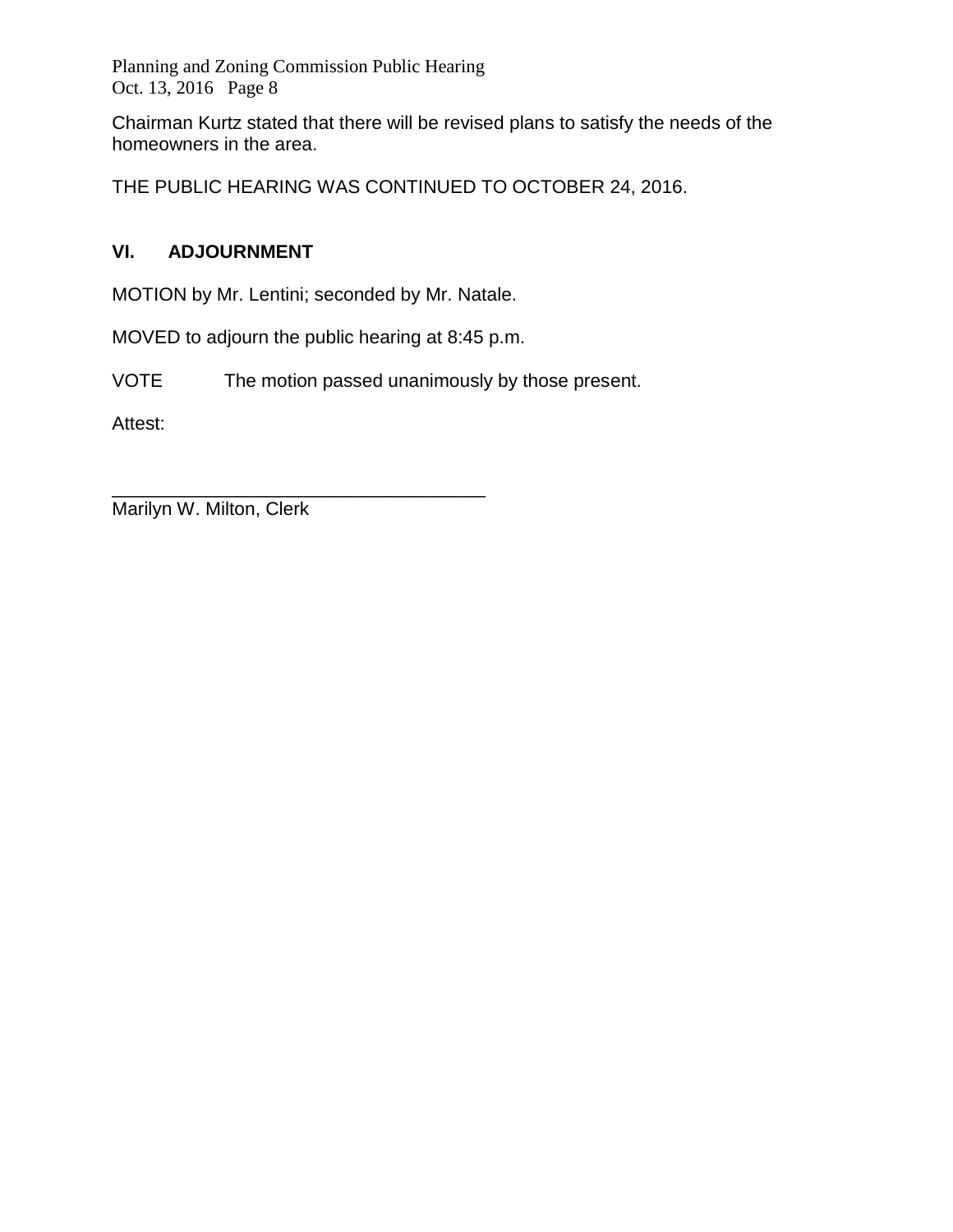Chairman Kurtz stated that there will be revised plans to satisfy the needs of the homeowners in the area.

THE PUBLIC HEARING WAS CONTINUED TO OCTOBER 24, 2016.

## VI. ADJOURNMENT

MOTION by Mr. Lentini; seconded by Mr. Natale.

MOVED to adjourn the public hearing at 8:45 p.m.

VOTE The motion passed unanimously by those present.

Attest:

_____________________________________
Marilyn W. Milton, Clerk